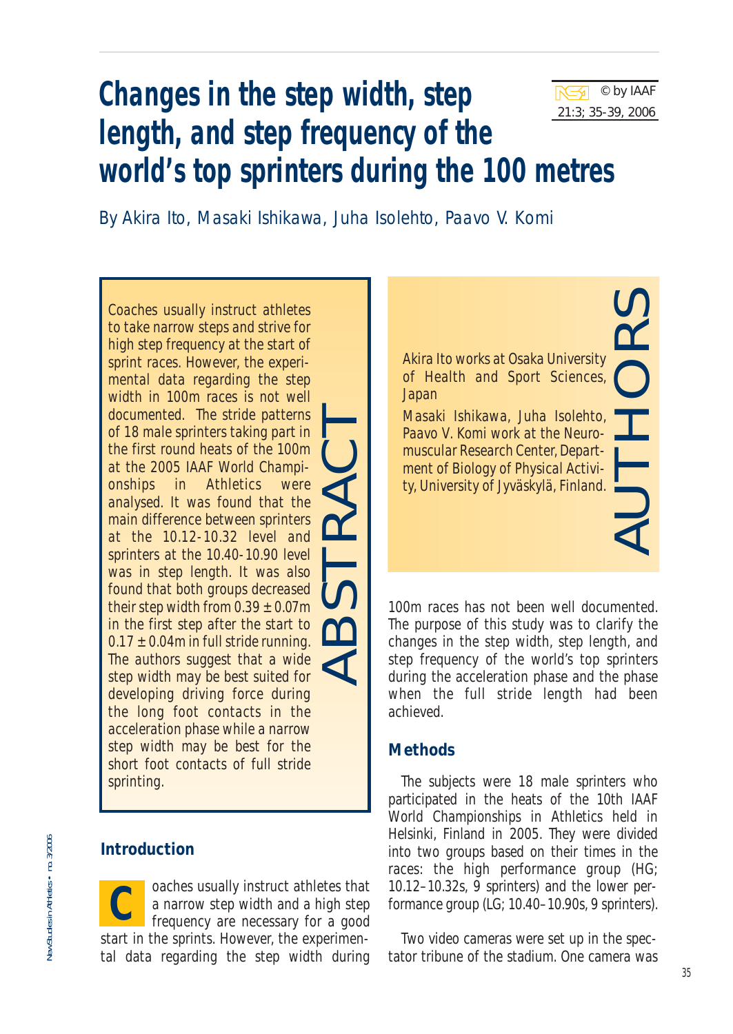# Changes in the step width, step length, and step frequency of the world's top sprinters during the 100 metres

By Akira Ito, Masaki Ishikawa, Juha Isolehto, Paavo V. Komi

## ABSTRACT

Coaches usually instruct athletes to take narrow steps and strive for high step frequency at the start of sprint races. However, the experimental data regarding the step width in 100m races is not well documented. The stride patterns of 18 male sprinters taking part in the first round heats of the 100m at the 2005 IAAF World Championships in Athletics were analysed. It was found that the main difference between sprinters at the 10.12-10.32 level and sprinters at the 10.40-10.90 level was in step length. It was also found that both groups decreased their step width from 0.39 ± 0.07m in the first step after the start to 0.17 ± 0.04m in full stride running. The authors suggest that a wide step width may be best suited for developing driving force during the long foot contacts in the acceleration phase while a narrow step width may be best for the short foot contacts of full stride sprinting.

## AUTHORS

Akira Ito works at Osaka University of Health and Sport Sciences, Japan

Masaki Ishikawa, Juha Isolehto, Paavo V. Komi work at the Neuromuscular Research Center, Department of Biology of Physical Activity, University of Jyväskylä, Finland.

## Introduction

Coaches usually instruct athletes that a narrow step width and a high step frequency are necessary for a good start in the sprints. However, the experimental data regarding the step width during 100m races has not been well documented. The purpose of this study was to clarify the changes in the step width, step length, and step frequency of the world's top sprinters during the acceleration phase and the phase when the full stride length had been achieved.

## Methods

The subjects were 18 male sprinters who participated in the heats of the 10th IAAF World Championships in Athletics held in Helsinki, Finland in 2005. They were divided into two groups based on their times in the races: the high performance group (HG; 10.12–10.32s, 9 sprinters) and the lower performance group (LG; 10.40–10.90s, 9 sprinters).

Two video cameras were set up in the spectator tribune of the stadium. One camera was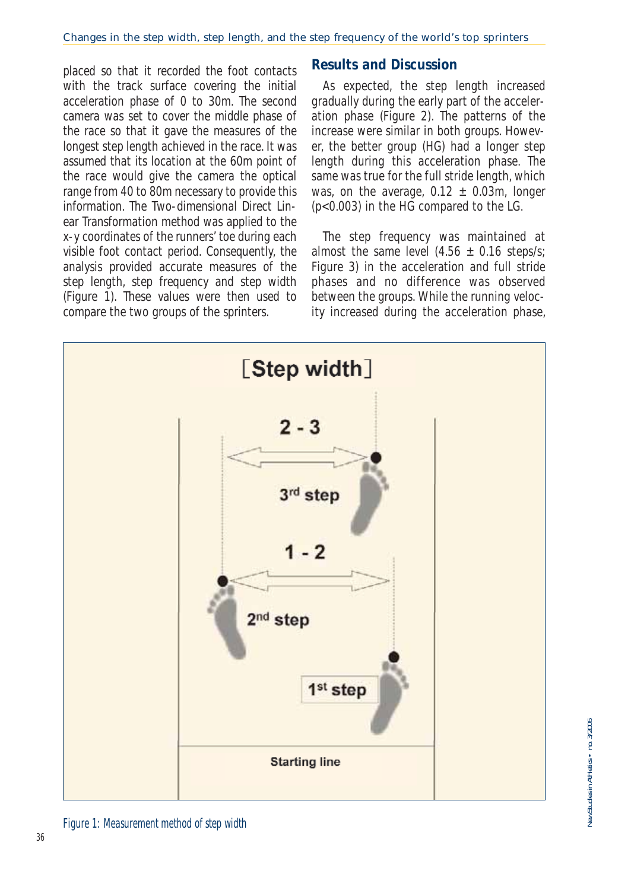placed so that it recorded the foot contacts with the track surface covering the initial acceleration phase of 0 to 30m. The second camera was set to cover the middle phase of the race so that it gave the measures of the longest step length achieved in the race. It was assumed that its location at the 60m point of the race would give the camera the optical range from 40 to 80m necessary to provide this information. The Two-dimensional Direct Linear Transformation method was applied to the x-y coordinates of the runners' toe during each visible foot contact period. Consequently, the analysis provided accurate measures of the step length, step frequency and step width (Figure 1). These values were then used to compare the two groups of the sprinters.

## Results and Discussion

As expected, the step length increased gradually during the early part of the acceleration phase (Figure 2). The patterns of the increase were similar in both groups. However, the better group (HG) had a longer step length during this acceleration phase. The same was true for the full stride length, which was, on the average, $0.12 \pm 0.03$m, longer ($p<0.003$) in the HG compared to the LG.

The step frequency was maintained at almost the same level ($4.56 \pm 0.16$ steps/s; Figure 3) in the acceleration and full stride phases and no difference was observed between the groups. While the running velocity increased during the acceleration phase,

Figure 1: Measurement method of step width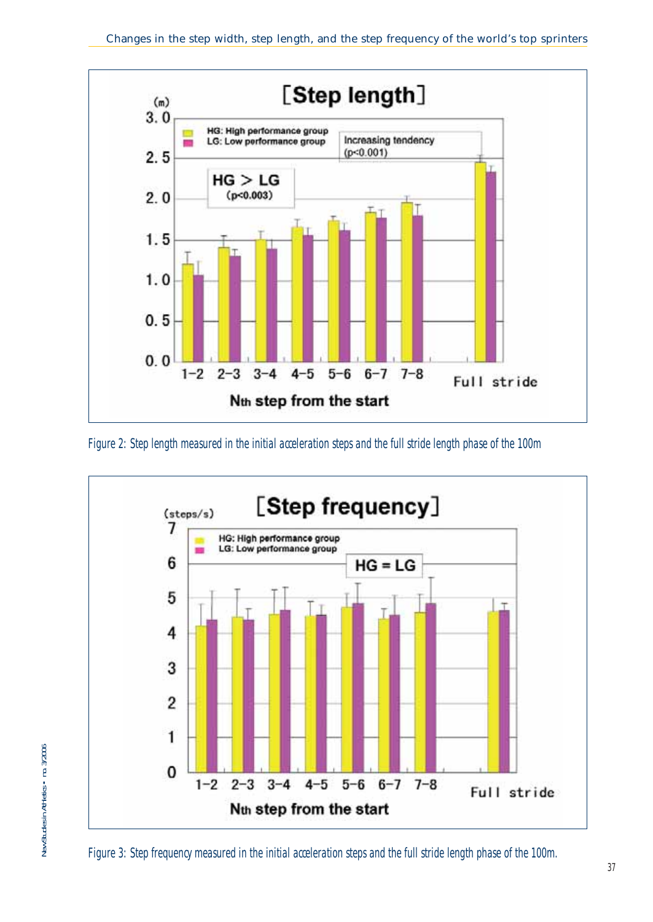Figure 2: Step length measured in the initial acceleration steps and the full stride length phase of the 100m

Figure 3: Step frequency measured in the initial acceleration steps and the full stride length phase of the 100m.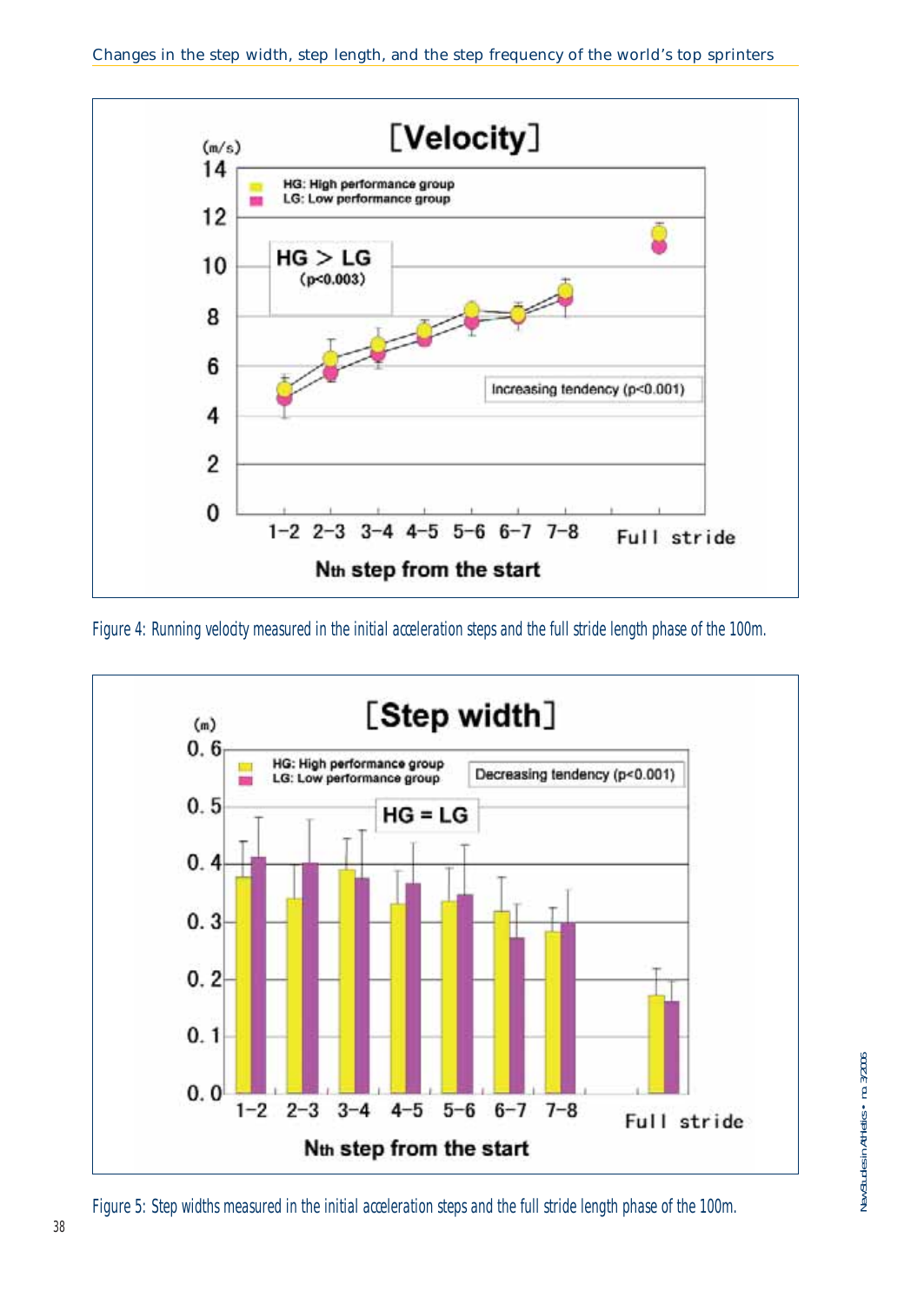Figure 4: Running velocity measured in the initial acceleration steps and the full stride length phase of the 100m.

Figure 5: Step widths measured in the initial acceleration steps and the full stride length phase of the 100m.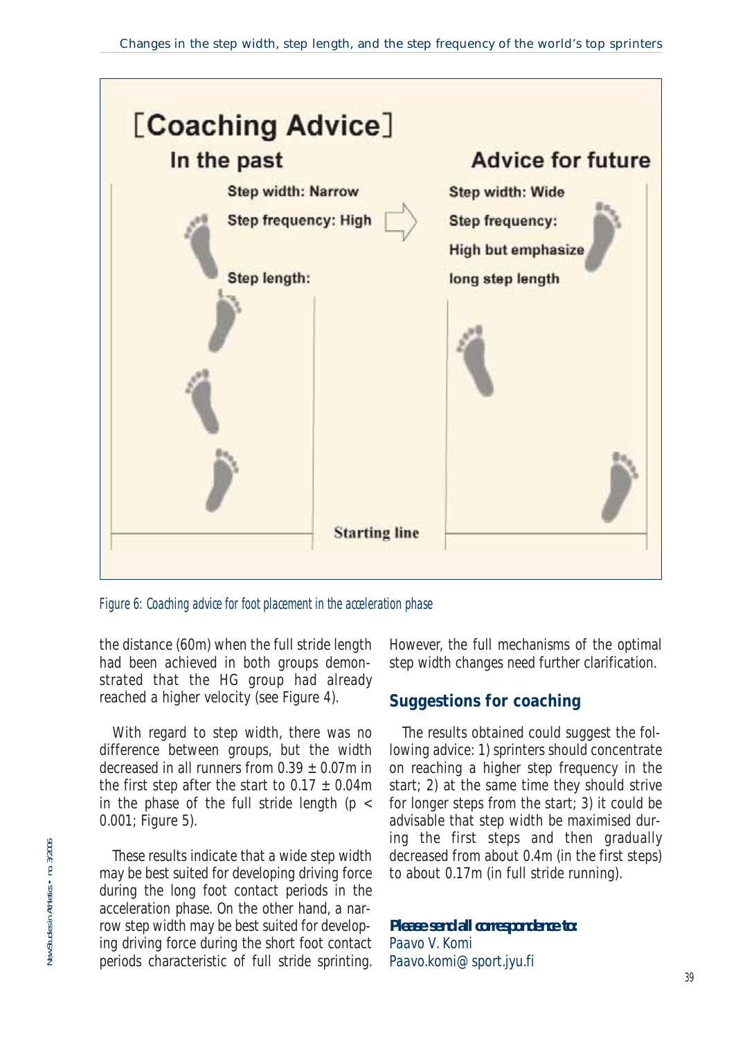[Coaching Advice]

In the past

Step width: Narrow

Step frequency: High

Step length:

Advice for future

Step width: Wide

Step frequency:

High but emphasize

long step length

Starting line

Figure 6: Coaching advice for foot placement in the acceleration phase

the distance (60m) when the full stride length had been achieved in both groups demonstrated that the HG group had already reached a higher velocity (see Figure 4).

With regard to step width, there was no difference between groups, but the width decreased in all runners from 0.39 ± 0.07m in the first step after the start to 0.17 ± 0.04m in the phase of the full stride length ($p < 0.001$; Figure 5).

These results indicate that a wide step width may be best suited for developing driving force during the long foot contact periods in the acceleration phase. On the other hand, a narrow step width may be best suited for developing driving force during the short foot contact periods characteristic of full stride sprinting. However, the full mechanisms of the optimal step width changes need further clarification.

## Suggestions for coaching

The results obtained could suggest the following advice: 1) sprinters should concentrate on reaching a higher step frequency in the start; 2) at the same time they should strive for longer steps from the start; 3) it could be advisable that step width be maximised during the first steps and then gradually decreased from about 0.4m (in the first steps) to about 0.17m (in full stride running).

***Please send all correspondence to:***

Paavo V. Komi

Paavo.komi@sport.jyu.fi